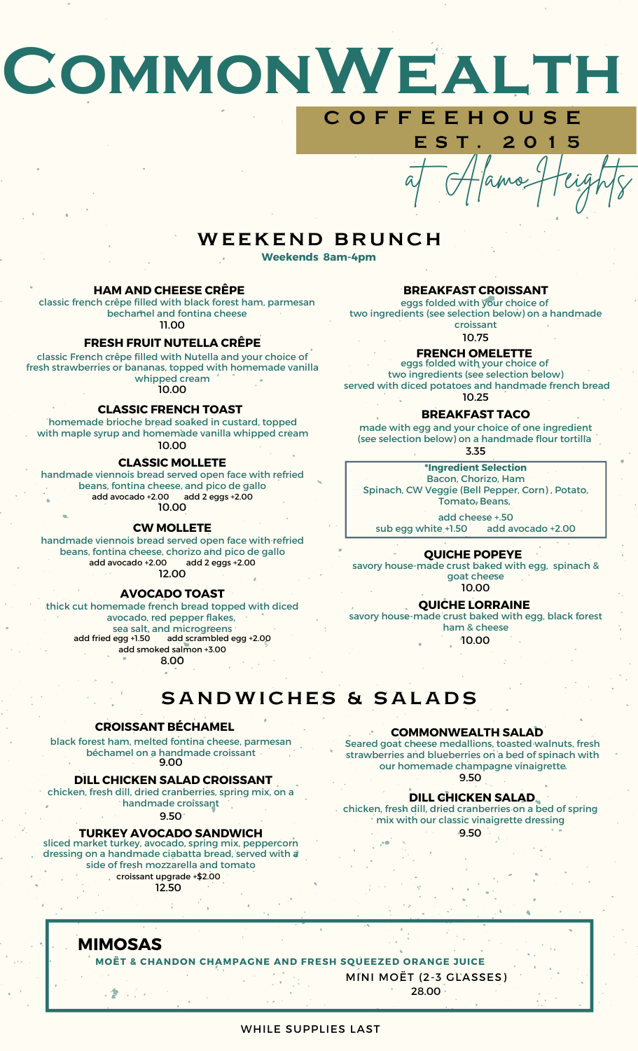# CommonWealth

COFFEEHOUSE
EST. 2015

at Alamo Heights

## WEEKEND BRUNCH

**Weekends 8am-4pm**

### HAM AND CHEESE CRÊPE

classic french crêpe filled with black forest ham, parmesan bechamel and fontina cheese

11.00

### FRESH FRUIT NUTELLA CRÊPE

classic French crêpe filled with Nutella and your choice of fresh strawberries or bananas, topped with homemade vanilla whipped cream

10.00

### CLASSIC FRENCH TOAST

homemade brioche bread soaked in custard, topped with maple syrup and homemade vanilla whipped cream

10.00

### CLASSIC MOLLETE

handmade viennois bread served open face with refried beans, fontina cheese, and pico de gallo

add avocado +2.00 add 2 eggs +2.00

10.00

### CW MOLLETE

handmade viennois bread served open face with refried beans, fontina cheese, chorizo and pico de gallo

add avocado +2.00 add 2 eggs +2.00

12.00

### AVOCADO TOAST

thick cut homemade french bread topped with diced avocado, red pepper flakes, sea salt, and microgreens

add fried egg +1.50 add scrambled egg +2.00

add smoked salmon +3.00

8.00

### BREAKFAST CROISSANT

eggs folded with your choice of two ingredients (see selection below) on a handmade croissant

10.75

### FRENCH OMELETTE

eggs folded with your choice of two ingredients (see selection below) served with diced potatoes and handmade french bread

10.25

### BREAKFAST TACO

made with egg and your choice of one ingredient (see selection below) on a handmade flour tortilla

3.35

**\*Ingredient Selection**

Bacon, Chorizo, Ham

Spinach, CW Veggie (Bell Pepper, Corn), Potato, Tomato, Beans,

add cheese +.50

sub egg white +1.50 add avocado +2.00

### QUICHE POPEYE

savory house-made crust baked with egg, spinach & goat cheese

10.00

### QUICHE LORRAINE

savory house-made crust baked with egg, black forest ham & cheese

10.00

## SANDWICHES & SALADS

### CROISSANT BÉCHAMEL

black forest ham, melted fontina cheese, parmesan béchamel on a handmade croissant

9.00

### DILL CHICKEN SALAD CROISSANT

chicken, fresh dill, dried cranberries, spring mix, on a handmade croissant

9.50

### TURKEY AVOCADO SANDWICH

sliced market turkey, avocado, spring mix, peppercorn dressing on a handmade ciabatta bread, served with a side of fresh mozzarella and tomato

croissant upgrade +$2.00

12.50

### COMMONWEALTH SALAD

Seared goat cheese medallions, toasted walnuts, fresh strawberries and blueberries on a bed of spinach with our homemade champagne vinaigrette

9.50

### DILL CHICKEN SALAD

chicken, fresh dill, dried cranberries on a bed of spring mix with our classic vinaigrette dressing

9.50

## MIMOSAS

**MOËT & CHANDON CHAMPAGNE AND FRESH SQUEEZED ORANGE JUICE**

MINI MOËT (2-3 GLASSES)

28.00

WHILE SUPPLIES LAST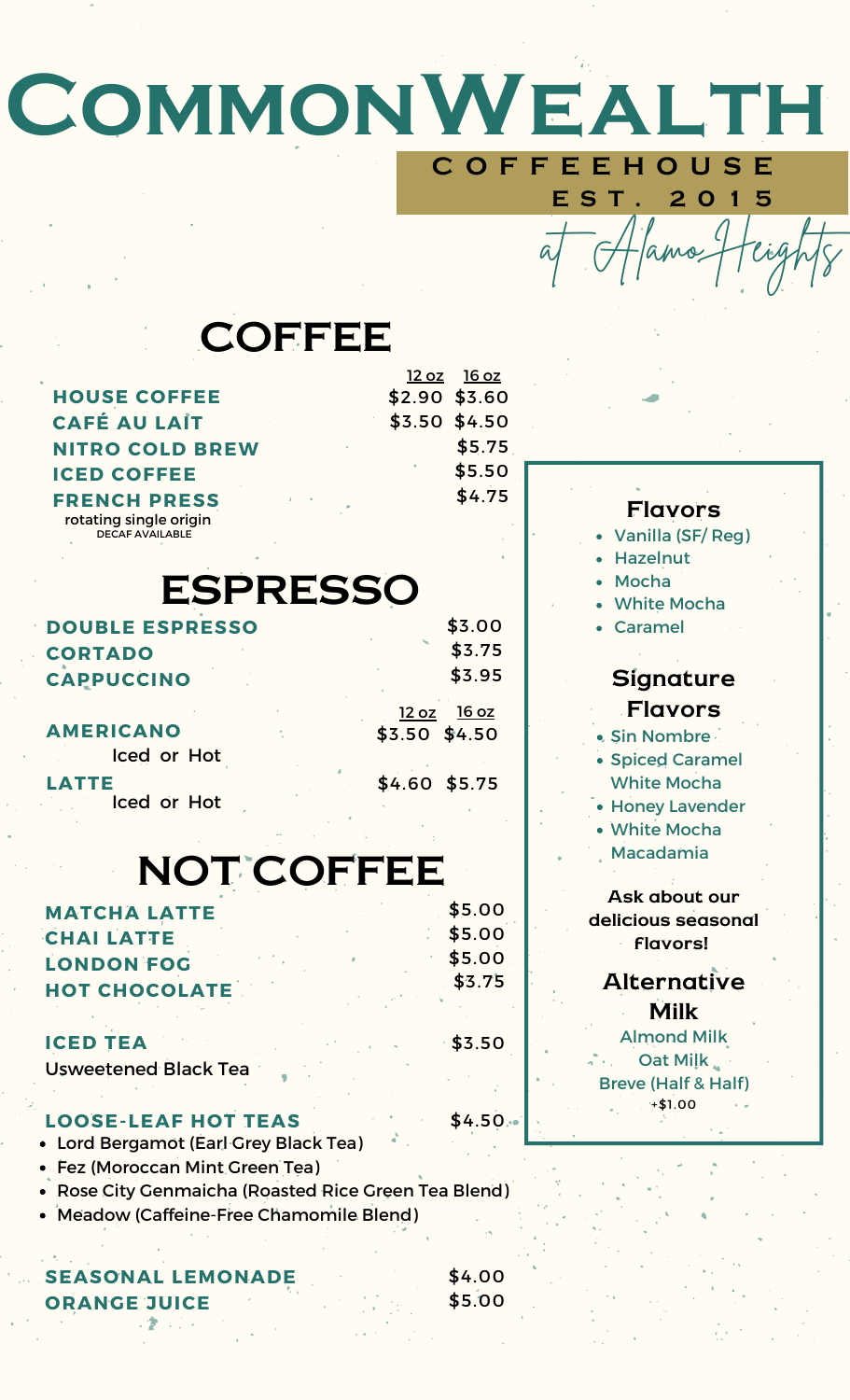# CommonWealth

**COFFEEHOUSE**
**EST. 2015**

*at Alamo Heights*

## COFFEE

| | 12 oz | 16 oz |
|---|---|---|
| **HOUSE COFFEE** | $2.90 | $3.60 |
| **CAFÉ AU LAIT** | $3.50 | $4.50 |
| **NITRO COLD BREW** | | $5.75 |
| **ICED COFFEE** | | $5.50 |
| **FRENCH PRESS** rotating single origin | | $4.75 |

DECAF AVAILABLE

## ESPRESSO

| | |
|---|---|
| **DOUBLE ESPRESSO** | $3.00 |
| **CORTADO** | $3.75 |
| **CAPPUCCINO** | $3.95 |

| | 12 oz | 16 oz |
|---|---|---|
| **AMERICANO** Iced or Hot | $3.50 | $4.50 |
| **LATTE** Iced or Hot | $4.60 | $5.75 |

## NOT COFFEE

| | |
|---|---|
| **MATCHA LATTE** | $5.00 |
| **CHAI LATTE** | $5.00 |
| **LONDON FOG** | $5.00 |
| **HOT CHOCOLATE** | $3.75 |
| **ICED TEA** Usweetened Black Tea | $3.50 |
| **LOOSE-LEAF HOT TEAS** | $4.50 |

- Lord Bergamot (Earl Grey Black Tea)
- Fez (Moroccan Mint Green Tea)
- Rose City Genmaicha (Roasted Rice Green Tea Blend)
- Meadow (Caffeine-Free Chamomile Blend)

| | |
|---|---|
| **SEASONAL LEMONADE** | $4.00 |
| **ORANGE JUICE** | $5.00 |

### Flavors

- Vanilla (SF/ Reg)
- Hazelnut
- Mocha
- White Mocha
- Caramel

### Signature Flavors

- Sin Nombre
- Spiced Caramel White Mocha
- Honey Lavender
- White Mocha Macadamia

**Ask about our delicious seasonal flavors!**

### Alternative Milk

Almond Milk
Oat Milk
Breve (Half & Half)
+$1.00